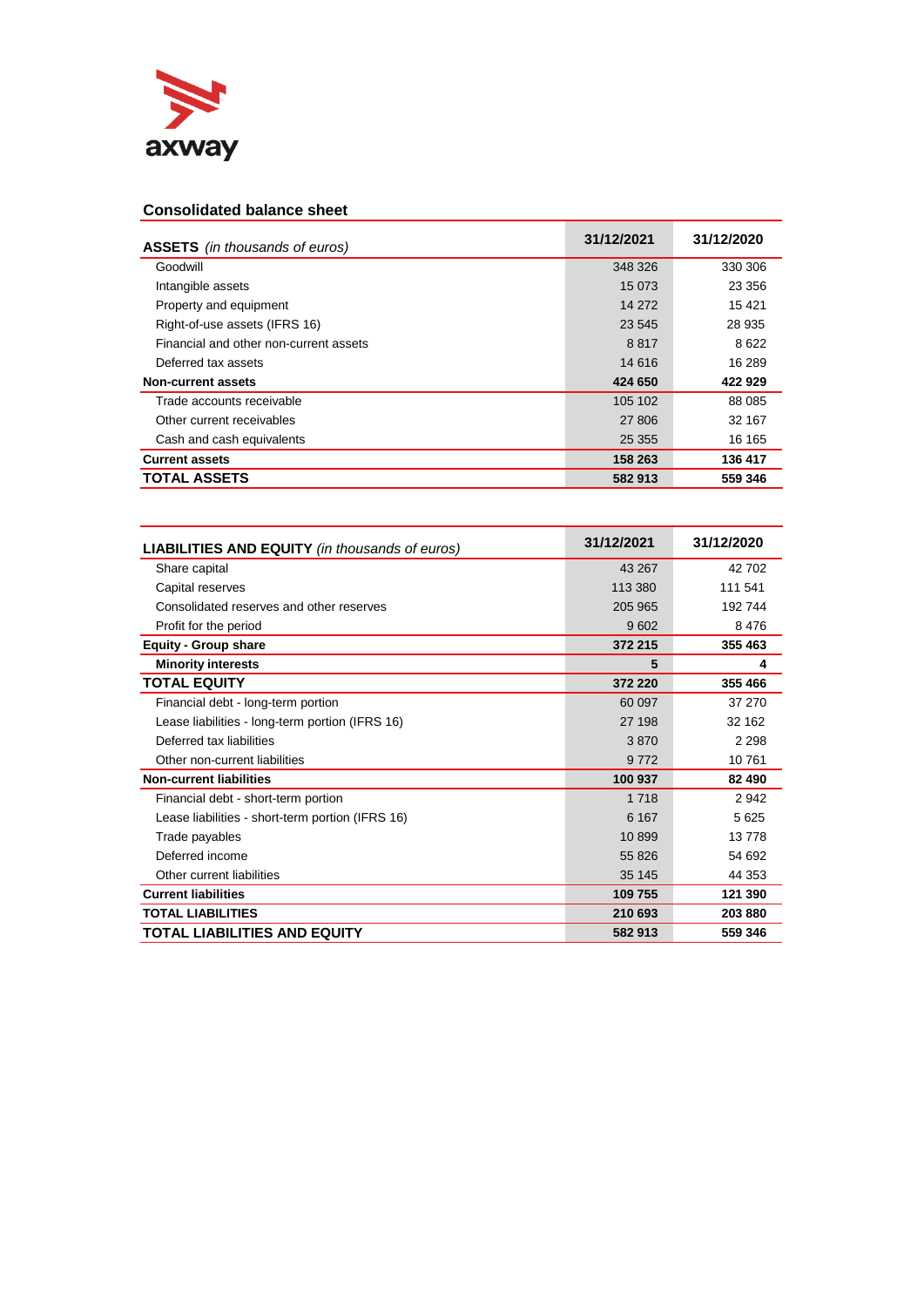axway

## Consolidated balance sheet

| **ASSETS** *(in thousands of euros)* | **31/12/2021** | **31/12/2020** |
|---|---|---|
| Goodwill | 348 326 | 330 306 |
| Intangible assets | 15 073 | 23 356 |
| Property and equipment | 14 272 | 15 421 |
| Right-of-use assets (IFRS 16) | 23 545 | 28 935 |
| Financial and other non-current assets | 8 817 | 8 622 |
| Deferred tax assets | 14 616 | 16 289 |
| **Non-current assets** | **424 650** | **422 929** |
| Trade accounts receivable | 105 102 | 88 085 |
| Other current receivables | 27 806 | 32 167 |
| Cash and cash equivalents | 25 355 | 16 165 |
| **Current assets** | **158 263** | **136 417** |
| **TOTAL ASSETS** | **582 913** | **559 346** |

| **LIABILITIES AND EQUITY** *(in thousands of euros)* | **31/12/2021** | **31/12/2020** |
|---|---|---|
| Share capital | 43 267 | 42 702 |
| Capital reserves | 113 380 | 111 541 |
| Consolidated reserves and other reserves | 205 965 | 192 744 |
| Profit for the period | 9 602 | 8 476 |
| **Equity - Group share** | **372 215** | **355 463** |
| **Minority interests** | **5** | **4** |
| **TOTAL EQUITY** | **372 220** | **355 466** |
| Financial debt - long-term portion | 60 097 | 37 270 |
| Lease liabilities - long-term portion (IFRS 16) | 27 198 | 32 162 |
| Deferred tax liabilities | 3 870 | 2 298 |
| Other non-current liabilities | 9 772 | 10 761 |
| **Non-current liabilities** | **100 937** | **82 490** |
| Financial debt - short-term portion | 1 718 | 2 942 |
| Lease liabilities - short-term portion (IFRS 16) | 6 167 | 5 625 |
| Trade payables | 10 899 | 13 778 |
| Deferred income | 55 826 | 54 692 |
| Other current liabilities | 35 145 | 44 353 |
| **Current liabilities** | **109 755** | **121 390** |
| **TOTAL LIABILITIES** | **210 693** | **203 880** |
| **TOTAL LIABILITIES AND EQUITY** | **582 913** | **559 346** |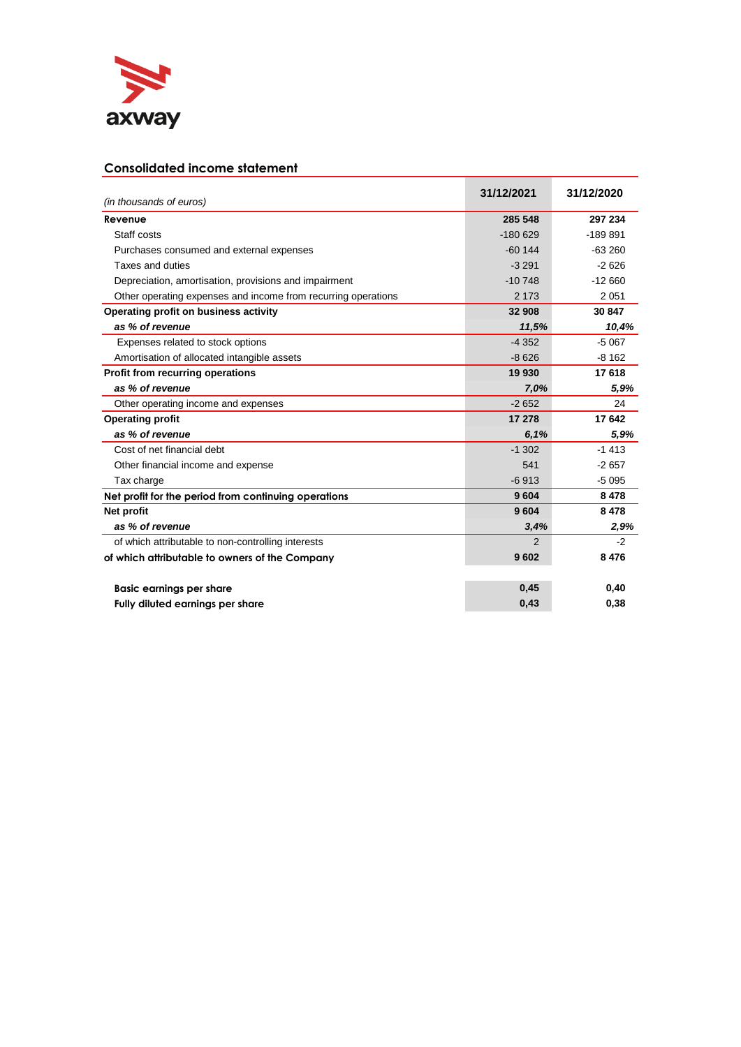## Consolidated income statement

| *(in thousands of euros)* | 31/12/2021 | 31/12/2020 |
|---|---|---|
| **Revenue** | **285 548** | **297 234** |
| Staff costs | -180 629 | -189 891 |
| Purchases consumed and external expenses | -60 144 | -63 260 |
| Taxes and duties | -3 291 | -2 626 |
| Depreciation, amortisation, provisions and impairment | -10 748 | -12 660 |
| Other operating expenses and income from recurring operations | 2 173 | 2 051 |
| **Operating profit on business activity** | **32 908** | **30 847** |
| ***as % of revenue*** | ***11,5%*** | ***10,4%*** |
| Expenses related to stock options | -4 352 | -5 067 |
| Amortisation of allocated intangible assets | -8 626 | -8 162 |
| **Profit from recurring operations** | **19 930** | **17 618** |
| ***as % of revenue*** | ***7,0%*** | ***5,9%*** |
| Other operating income and expenses | -2 652 | 24 |
| **Operating profit** | **17 278** | **17 642** |
| ***as % of revenue*** | ***6,1%*** | ***5,9%*** |
| Cost of net financial debt | -1 302 | -1 413 |
| Other financial income and expense | 541 | -2 657 |
| Tax charge | -6 913 | -5 095 |
| **Net profit for the period from continuing operations** | **9 604** | **8 478** |
| **Net profit** | **9 604** | **8 478** |
| ***as % of revenue*** | ***3,4%*** | ***2,9%*** |
| of which attributable to non-controlling interests | 2 | -2 |
| **of which attributable to owners of the Company** | **9 602** | **8 476** |
| | | |
| **Basic earnings per share** | **0,45** | **0,40** |
| **Fully diluted earnings per share** | **0,43** | **0,38** |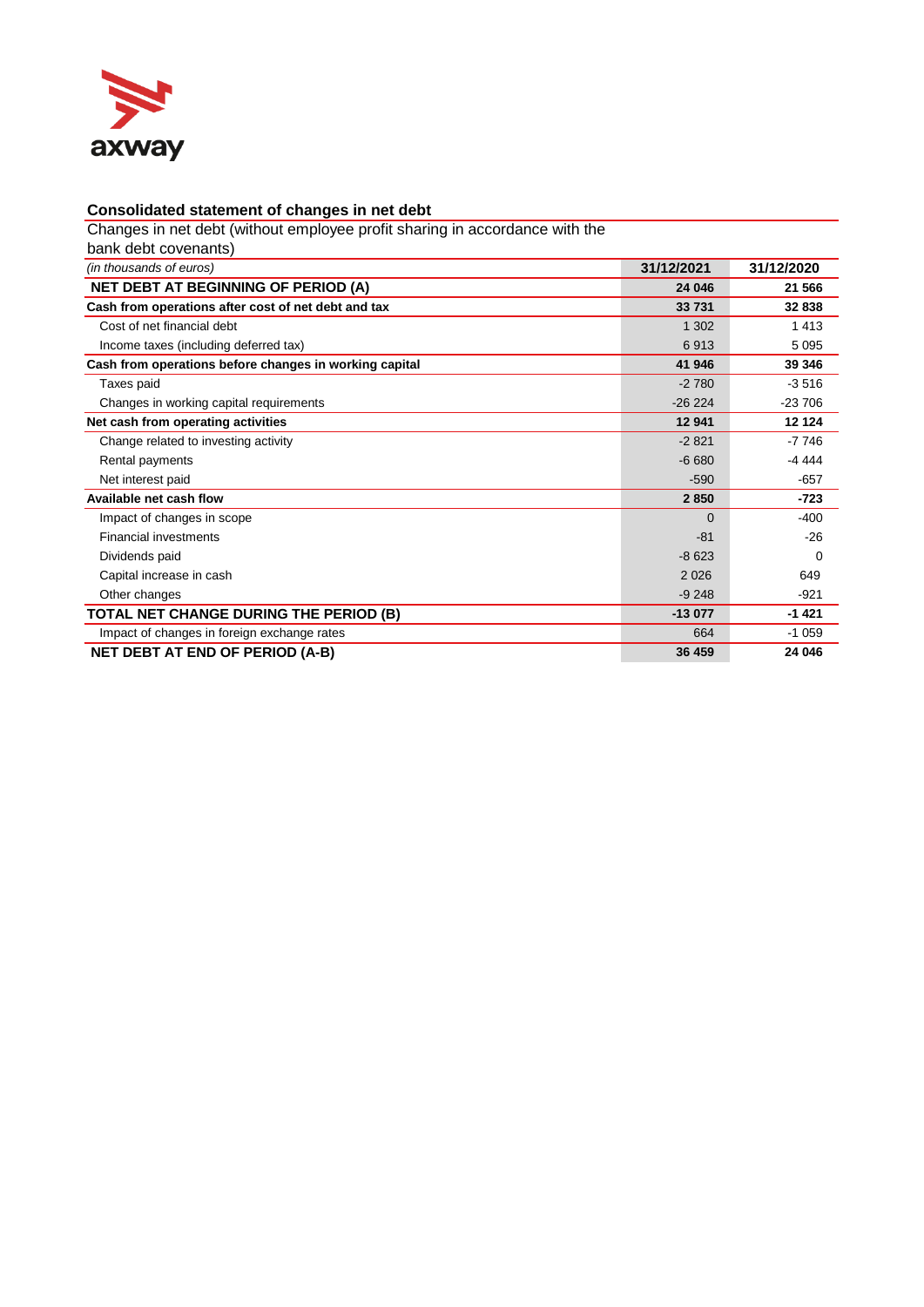## Consolidated statement of changes in net debt

Changes in net debt (without employee profit sharing in accordance with the bank debt covenants)

| *(in thousands of euros)* | 31/12/2021 | 31/12/2020 |
|---|---|---|
| **NET DEBT AT BEGINNING OF PERIOD (A)** | **24 046** | **21 566** |
| **Cash from operations after cost of net debt and tax** | **33 731** | **32 838** |
| Cost of net financial debt | 1 302 | 1 413 |
| Income taxes (including deferred tax) | 6 913 | 5 095 |
| **Cash from operations before changes in working capital** | **41 946** | **39 346** |
| Taxes paid | -2 780 | -3 516 |
| Changes in working capital requirements | -26 224 | -23 706 |
| **Net cash from operating activities** | **12 941** | **12 124** |
| Change related to investing activity | -2 821 | -7 746 |
| Rental payments | -6 680 | -4 444 |
| Net interest paid | -590 | -657 |
| **Available net cash flow** | **2 850** | **-723** |
| Impact of changes in scope | 0 | -400 |
| Financial investments | -81 | -26 |
| Dividends paid | -8 623 | 0 |
| Capital increase in cash | 2 026 | 649 |
| Other changes | -9 248 | -921 |
| **TOTAL NET CHANGE DURING THE PERIOD (B)** | **-13 077** | **-1 421** |
| Impact of changes in foreign exchange rates | 664 | -1 059 |
| **NET DEBT AT END OF PERIOD (A-B)** | **36 459** | **24 046** |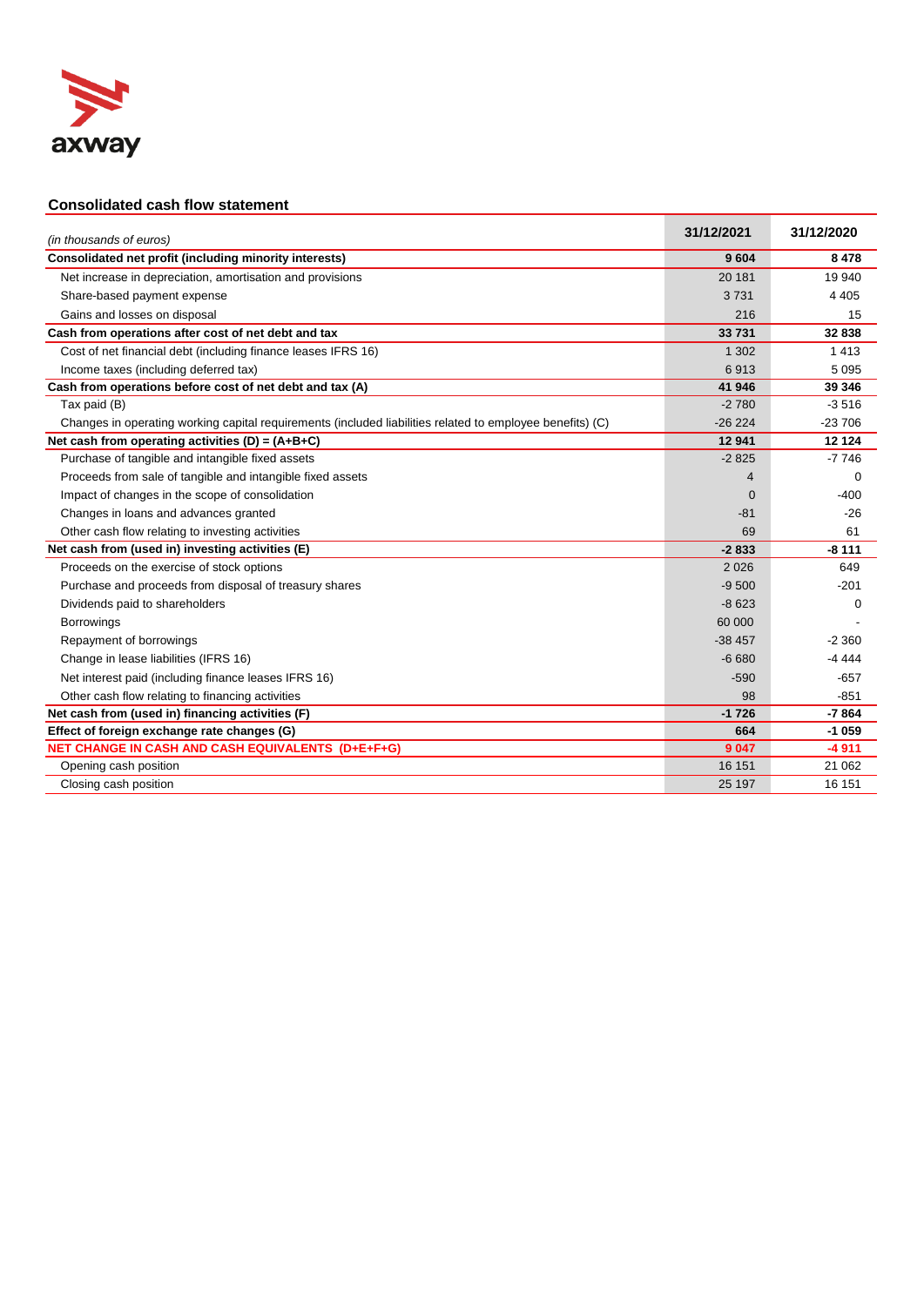axway

## Consolidated cash flow statement

| *(in thousands of euros)* | 31/12/2021 | 31/12/2020 |
| --- | --- | --- |
| **Consolidated net profit (including minority interests)** | **9 604** | **8 478** |
| Net increase in depreciation, amortisation and provisions | 20 181 | 19 940 |
| Share-based payment expense | 3 731 | 4 405 |
| Gains and losses on disposal | 216 | 15 |
| **Cash from operations after cost of net debt and tax** | **33 731** | **32 838** |
| Cost of net financial debt (including finance leases IFRS 16) | 1 302 | 1 413 |
| Income taxes (including deferred tax) | 6 913 | 5 095 |
| **Cash from operations before cost of net debt and tax (A)** | **41 946** | **39 346** |
| Tax paid (B) | -2 780 | -3 516 |
| Changes in operating working capital requirements (included liabilities related to employee benefits) (C) | -26 224 | -23 706 |
| **Net cash from operating activities (D) = (A+B+C)** | **12 941** | **12 124** |
| Purchase of tangible and intangible fixed assets | -2 825 | -7 746 |
| Proceeds from sale of tangible and intangible fixed assets | 4 | 0 |
| Impact of changes in the scope of consolidation | 0 | -400 |
| Changes in loans and advances granted | -81 | -26 |
| Other cash flow relating to investing activities | 69 | 61 |
| **Net cash from (used in) investing activities (E)** | **-2 833** | **-8 111** |
| Proceeds on the exercise of stock options | 2 026 | 649 |
| Purchase and proceeds from disposal of treasury shares | -9 500 | -201 |
| Dividends paid to shareholders | -8 623 | 0 |
| Borrowings | 60 000 | - |
| Repayment of borrowings | -38 457 | -2 360 |
| Change in lease liabilities (IFRS 16) | -6 680 | -4 444 |
| Net interest paid (including finance leases IFRS 16) | -590 | -657 |
| Other cash flow relating to financing activities | 98 | -851 |
| **Net cash from (used in) financing activities (F)** | **-1 726** | **-7 864** |
| **Effect of foreign exchange rate changes (G)** | **664** | **-1 059** |
| **NET CHANGE IN CASH AND CASH EQUIVALENTS (D+E+F+G)** | **9 047** | **-4 911** |
| Opening cash position | 16 151 | 21 062 |
| Closing cash position | 25 197 | 16 151 |